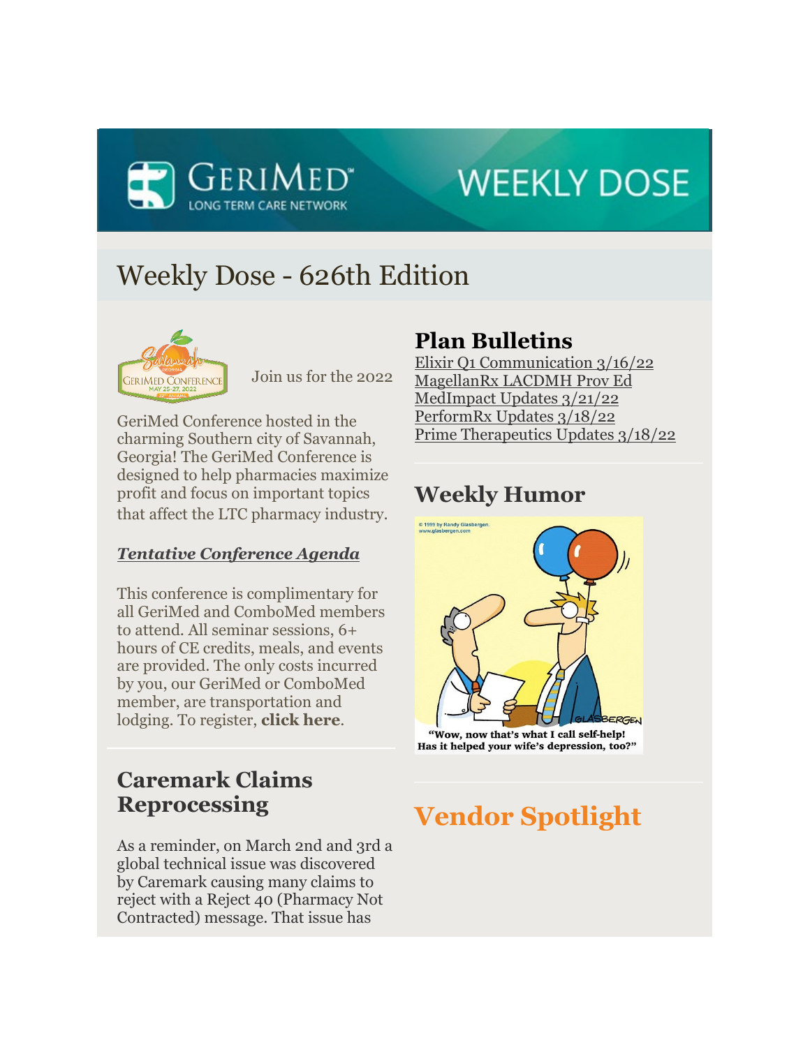# Weekly Dose - 626th Edition

Join us for the 2022

GeriMed Conference hosted in the charming Southern city of Savannah, Georgia! The GeriMed Conference is designed to help pharmacies maximize profit and focus on important topics that affect the LTC pharmacy industry.

***Tentative Conference Agenda***

This conference is complimentary for all GeriMed and ComboMed members to attend. All seminar sessions, 6+ hours of CE credits, meals, and events are provided. The only costs incurred by you, our GeriMed or ComboMed member, are transportation and lodging. To register, **click here**.

## Caremark Claims Reprocessing

As a reminder, on March 2nd and 3rd a global technical issue was discovered by Caremark causing many claims to reject with a Reject 40 (Pharmacy Not Contracted) message. That issue has

## Plan Bulletins

Elixir Q1 Communication 3/16/22
MagellanRx LACDMH Prov Ed
MedImpact Updates 3/21/22
PerformRx Updates 3/18/22
Prime Therapeutics Updates 3/18/22

## Weekly Humor

## Vendor Spotlight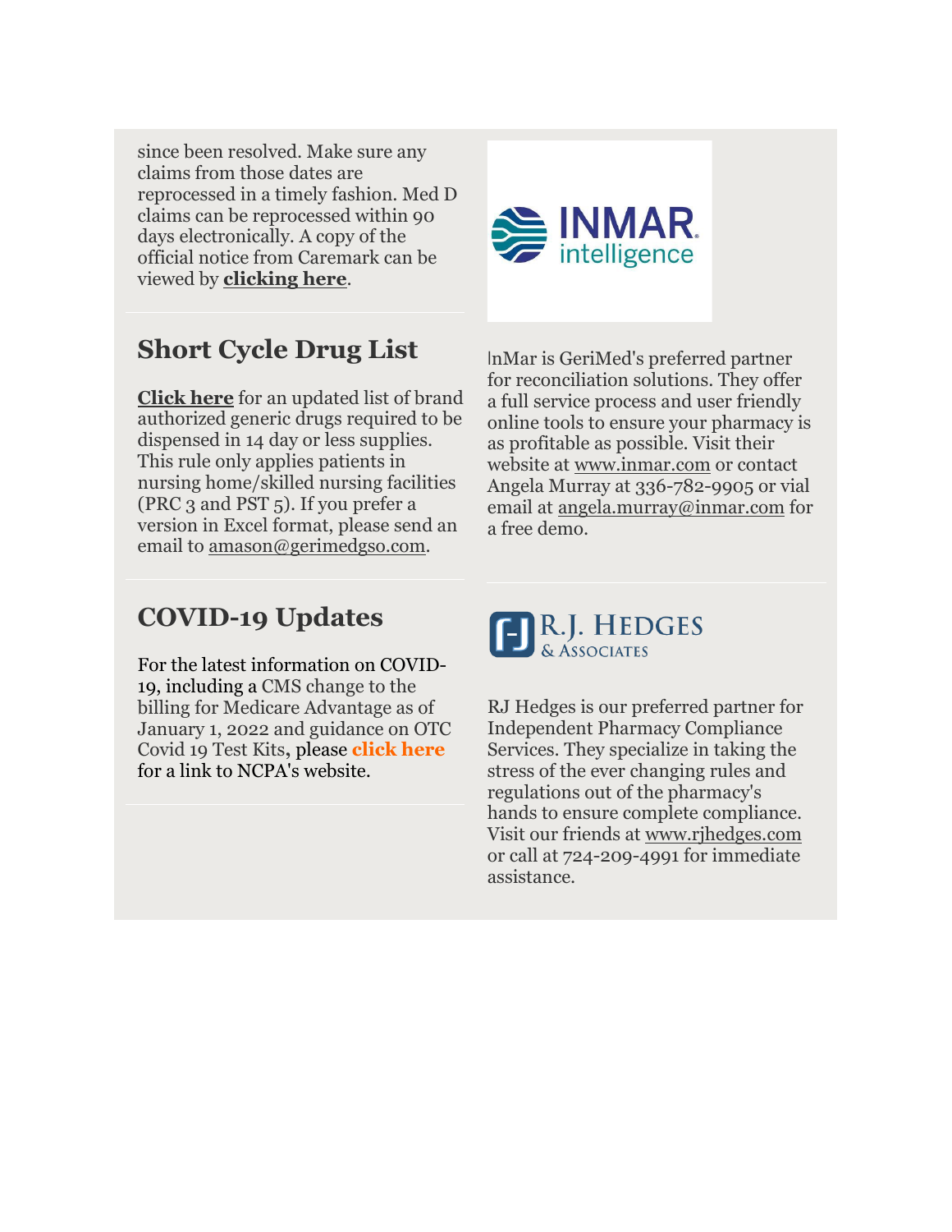since been resolved. Make sure any claims from those dates are reprocessed in a timely fashion. Med D claims can be reprocessed within 90 days electronically. A copy of the official notice from Caremark can be viewed by **clicking here**.

## Short Cycle Drug List

**Click here** for an updated list of brand authorized generic drugs required to be dispensed in 14 day or less supplies. This rule only applies patients in nursing home/skilled nursing facilities (PRC 3 and PST 5). If you prefer a version in Excel format, please send an email to amason@gerimedgso.com.

## COVID-19 Updates

For the latest information on COVID-19, including a CMS change to the billing for Medicare Advantage as of January 1, 2022 and guidance on OTC Covid 19 Test Kits, please **click here** for a link to NCPA's website.

InMar is GeriMed's preferred partner for reconciliation solutions. They offer a full service process and user friendly online tools to ensure your pharmacy is as profitable as possible. Visit their website at www.inmar.com or contact Angela Murray at 336-782-9905 or vial email at angela.murray@inmar.com for a free demo.

RJ Hedges is our preferred partner for Independent Pharmacy Compliance Services. They specialize in taking the stress of the ever changing rules and regulations out of the pharmacy's hands to ensure complete compliance. Visit our friends at www.rjhedges.com or call at 724-209-4991 for immediate assistance.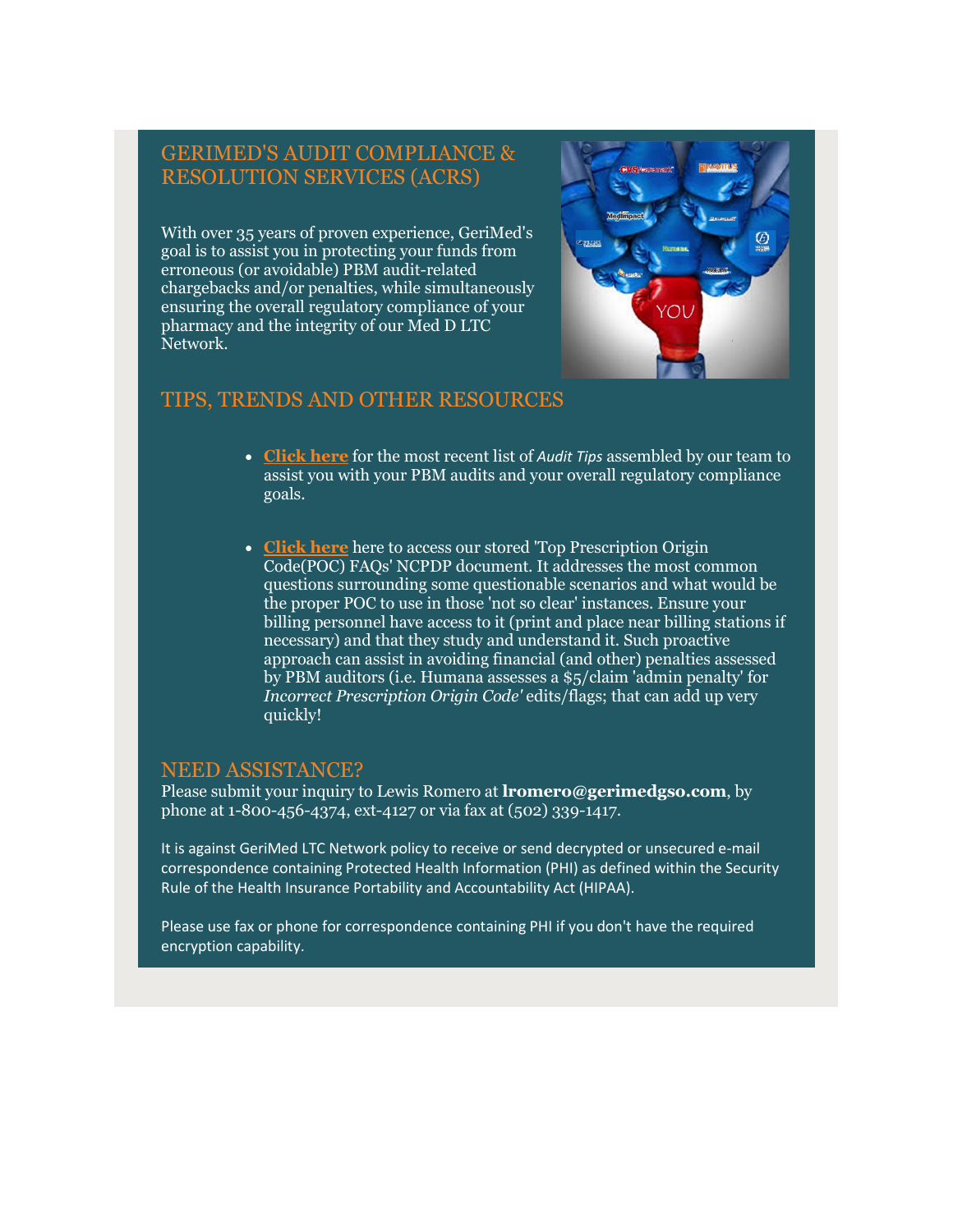## GERIMED'S AUDIT COMPLIANCE & RESOLUTION SERVICES (ACRS)

With over 35 years of proven experience, GeriMed's goal is to assist you in protecting your funds from erroneous (or avoidable) PBM audit-related chargebacks and/or penalties, while simultaneously ensuring the overall regulatory compliance of your pharmacy and the integrity of our Med D LTC Network.

## TIPS, TRENDS AND OTHER RESOURCES

- **Click here** for the most recent list of *Audit Tips* assembled by our team to assist you with your PBM audits and your overall regulatory compliance goals.

- **Click here** here to access our stored 'Top Prescription Origin Code(POC) FAQs' NCPDP document. It addresses the most common questions surrounding some questionable scenarios and what would be the proper POC to use in those 'not so clear' instances. Ensure your billing personnel have access to it (print and place near billing stations if necessary) and that they study and understand it. Such proactive approach can assist in avoiding financial (and other) penalties assessed by PBM auditors (i.e. Humana assesses a $5/claim 'admin penalty' for *Incorrect Prescription Origin Code'* edits/flags; that can add up very quickly!

## NEED ASSISTANCE?

Please submit your inquiry to Lewis Romero at **lromero@gerimedgso.com**, by phone at 1-800-456-4374, ext-4127 or via fax at (502) 339-1417.

It is against GeriMed LTC Network policy to receive or send decrypted or unsecured e-mail correspondence containing Protected Health Information (PHI) as defined within the Security Rule of the Health Insurance Portability and Accountability Act (HIPAA).

Please use fax or phone for correspondence containing PHI if you don't have the required encryption capability.